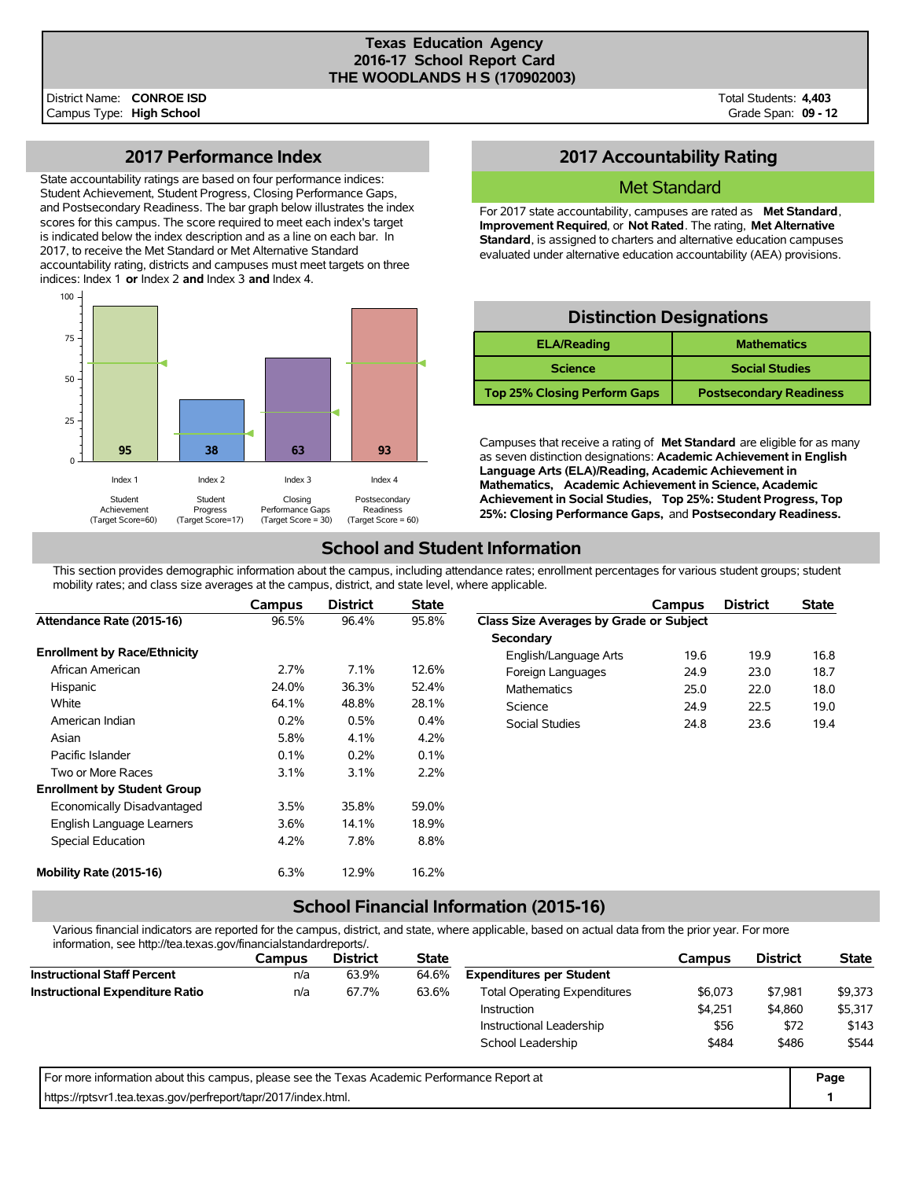# Texas Education Agency
## 2016-17 School Report Card
## THE WOODLANDS H S (170902003)

District Name: **CONROE ISD**
Campus Type: **High School**

Total Students: **4,403**
Grade Span: **09 - 12**

## 2017 Performance Index

State accountability ratings are based on four performance indices: Student Achievement, Student Progress, Closing Performance Gaps, and Postsecondary Readiness. The bar graph below illustrates the index scores for this campus. The score required to meet each index's target is indicated below the index description and as a line on each bar. In 2017, to receive the Met Standard or Met Alternative Standard accountability rating, districts and campuses must meet targets on three indices: Index 1 **or** Index 2 **and** Index 3 **and** Index 4.

| Index | Description | Score | Target Score |
|---|---|---|---|
| Index 1 | Student Achievement | 95 | 60 |
| Index 2 | Student Progress | 38 | 17 |
| Index 3 | Closing Performance Gaps | 63 | 30 |
| Index 4 | Postsecondary Readiness | 93 | 60 |

## 2017 Accountability Rating

**Met Standard**

For 2017 state accountability, campuses are rated as **Met Standard**, **Improvement Required**, or **Not Rated**. The rating, **Met Alternative Standard**, is assigned to charters and alternative education campuses evaluated under alternative education accountability (AEA) provisions.

## Distinction Designations

| | |
|---|---|
| ELA/Reading | Mathematics |
| Science | Social Studies |
| Top 25% Closing Perform Gaps | Postsecondary Readiness |

Campuses that receive a rating of **Met Standard** are eligible for as many as seven distinction designations: **Academic Achievement in English Language Arts (ELA)/Reading, Academic Achievement in Mathematics, Academic Achievement in Science, Academic Achievement in Social Studies, Top 25%: Student Progress, Top 25%: Closing Performance Gaps,** and **Postsecondary Readiness.**

## School and Student Information

This section provides demographic information about the campus, including attendance rates; enrollment percentages for various student groups; student mobility rates; and class size averages at the campus, district, and state level, where applicable.

| | Campus | District | State |
|---|---|---|---|
| **Attendance Rate (2015-16)** | 96.5% | 96.4% | 95.8% |
| **Enrollment by Race/Ethnicity** | | | |
| African American | 2.7% | 7.1% | 12.6% |
| Hispanic | 24.0% | 36.3% | 52.4% |
| White | 64.1% | 48.8% | 28.1% |
| American Indian | 0.2% | 0.5% | 0.4% |
| Asian | 5.8% | 4.1% | 4.2% |
| Pacific Islander | 0.1% | 0.2% | 0.1% |
| Two or More Races | 3.1% | 3.1% | 2.2% |
| **Enrollment by Student Group** | | | |
| Economically Disadvantaged | 3.5% | 35.8% | 59.0% |
| English Language Learners | 3.6% | 14.1% | 18.9% |
| Special Education | 4.2% | 7.8% | 8.8% |
| **Mobility Rate (2015-16)** | 6.3% | 12.9% | 16.2% |

| | Campus | District | State |
|---|---|---|---|
| **Class Size Averages by Grade or Subject** | | | |
| **Secondary** | | | |
| English/Language Arts | 19.6 | 19.9 | 16.8 |
| Foreign Languages | 24.9 | 23.0 | 18.7 |
| Mathematics | 25.0 | 22.0 | 18.0 |
| Science | 24.9 | 22.5 | 19.0 |
| Social Studies | 24.8 | 23.6 | 19.4 |

## School Financial Information (2015-16)

Various financial indicators are reported for the campus, district, and state, where applicable, based on actual data from the prior year. For more information, see http://tea.texas.gov/financialstandardreports/.

| | Campus | District | State |
|---|---|---|---|
| **Instructional Staff Percent** | n/a | 63.9% | 64.6% |
| **Instructional Expenditure Ratio** | n/a | 67.7% | 63.6% |

| | Campus | District | State |
|---|---|---|---|
| **Expenditures per Student** | | | |
| Total Operating Expenditures | $6,073 | $7,981 | $9,373 |
| Instruction | $4,251 | $4,860 | $5,317 |
| Instructional Leadership | $56 | $72 | $143 |
| School Leadership | $484 | $486 | $544 |

For more information about this campus, please see the Texas Academic Performance Report at https://rptsvr1.tea.texas.gov/perfreport/tapr/2017/index.html.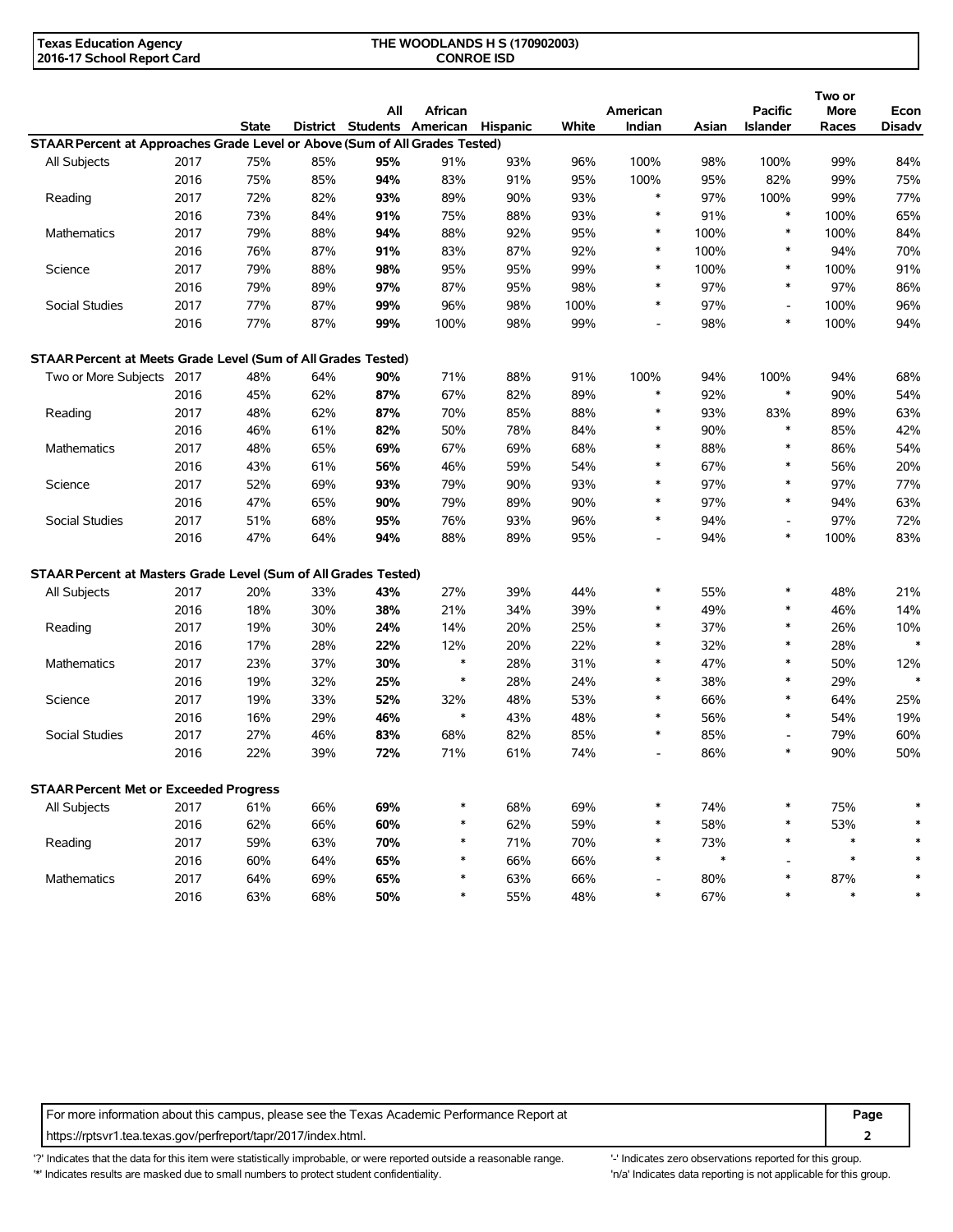**Texas Education Agency**
**2016-17 School Report Card**

**THE WOODLANDS H S (170902003)**
**CONROE ISD**

| | | State | District | All Students | African American | Hispanic | White | American Indian | Asian | Pacific Islander | Two or More Races | Econ Disadv |
|---|---|---|---|---|---|---|---|---|---|---|---|---|
| **STAAR Percent at Approaches Grade Level or Above (Sum of All Grades Tested)** | | | | | | | | | | | | |
| All Subjects | 2017 | 75% | 85% | **95%** | 91% | 93% | 96% | 100% | 98% | 100% | 99% | 84% |
| | 2016 | 75% | 85% | **94%** | 83% | 91% | 95% | 100% | 95% | 82% | 99% | 75% |
| Reading | 2017 | 72% | 82% | **93%** | 89% | 90% | 93% | * | 97% | 100% | 99% | 77% |
| | 2016 | 73% | 84% | **91%** | 75% | 88% | 93% | * | 91% | * | 100% | 65% |
| Mathematics | 2017 | 79% | 88% | **94%** | 88% | 92% | 95% | * | 100% | * | 100% | 84% |
| | 2016 | 76% | 87% | **91%** | 83% | 87% | 92% | * | 100% | * | 94% | 70% |
| Science | 2017 | 79% | 88% | **98%** | 95% | 95% | 99% | * | 100% | * | 100% | 91% |
| | 2016 | 79% | 89% | **97%** | 87% | 95% | 98% | * | 97% | * | 97% | 86% |
| Social Studies | 2017 | 77% | 87% | **99%** | 96% | 98% | 100% | * | 97% | - | 100% | 96% |
| | 2016 | 77% | 87% | **99%** | 100% | 98% | 99% | - | 98% | * | 100% | 94% |
| **STAAR Percent at Meets Grade Level (Sum of All Grades Tested)** | | | | | | | | | | | | |
| Two or More Subjects | 2017 | 48% | 64% | **90%** | 71% | 88% | 91% | 100% | 94% | 100% | 94% | 68% |
| | 2016 | 45% | 62% | **87%** | 67% | 82% | 89% | * | 92% | * | 90% | 54% |
| Reading | 2017 | 48% | 62% | **87%** | 70% | 85% | 88% | * | 93% | 83% | 89% | 63% |
| | 2016 | 46% | 61% | **82%** | 50% | 78% | 84% | * | 90% | * | 85% | 42% |
| Mathematics | 2017 | 48% | 65% | **69%** | 67% | 69% | 68% | * | 88% | * | 86% | 54% |
| | 2016 | 43% | 61% | **56%** | 46% | 59% | 54% | * | 67% | * | 56% | 20% |
| Science | 2017 | 52% | 69% | **93%** | 79% | 90% | 93% | * | 97% | * | 97% | 77% |
| | 2016 | 47% | 65% | **90%** | 79% | 89% | 90% | * | 97% | * | 94% | 63% |
| Social Studies | 2017 | 51% | 68% | **95%** | 76% | 93% | 96% | * | 94% | - | 97% | 72% |
| | 2016 | 47% | 64% | **94%** | 88% | 89% | 95% | - | 94% | * | 100% | 83% |
| **STAAR Percent at Masters Grade Level (Sum of All Grades Tested)** | | | | | | | | | | | | |
| All Subjects | 2017 | 20% | 33% | **43%** | 27% | 39% | 44% | * | 55% | * | 48% | 21% |
| | 2016 | 18% | 30% | **38%** | 21% | 34% | 39% | * | 49% | * | 46% | 14% |
| Reading | 2017 | 19% | 30% | **24%** | 14% | 20% | 25% | * | 37% | * | 26% | 10% |
| | 2016 | 17% | 28% | **22%** | 12% | 20% | 22% | * | 32% | * | 28% | * |
| Mathematics | 2017 | 23% | 37% | **30%** | * | 28% | 31% | * | 47% | * | 50% | 12% |
| | 2016 | 19% | 32% | **25%** | * | 28% | 24% | * | 38% | * | 29% | * |
| Science | 2017 | 19% | 33% | **52%** | 32% | 48% | 53% | * | 66% | * | 64% | 25% |
| | 2016 | 16% | 29% | **46%** | * | 43% | 48% | * | 56% | * | 54% | 19% |
| Social Studies | 2017 | 27% | 46% | **83%** | 68% | 82% | 85% | * | 85% | - | 79% | 60% |
| | 2016 | 22% | 39% | **72%** | 71% | 61% | 74% | - | 86% | * | 90% | 50% |
| **STAAR Percent Met or Exceeded Progress** | | | | | | | | | | | | |
| All Subjects | 2017 | 61% | 66% | **69%** | * | 68% | 69% | * | 74% | * | 75% | * |
| | 2016 | 62% | 66% | **60%** | * | 62% | 59% | * | 58% | * | 53% | * |
| Reading | 2017 | 59% | 63% | **70%** | * | 71% | 70% | * | 73% | * | * | * |
| | 2016 | 60% | 64% | **65%** | * | 66% | 66% | * | * | - | * | * |
| Mathematics | 2017 | 64% | 69% | **65%** | * | 63% | 66% | - | 80% | * | 87% | * |
| | 2016 | 63% | 68% | **50%** | * | 55% | 48% | * | 67% | * | * | * |

For more information about this campus, please see the Texas Academic Performance Report at https://rptsvr1.tea.texas.gov/perfreport/tapr/2017/index.html.

'?' Indicates that the data for this item were statistically improbable, or were reported outside a reasonable range.
'*' Indicates results are masked due to small numbers to protect student confidentiality.
'-' Indicates zero observations reported for this group.
'n/a' Indicates data reporting is not applicable for this group.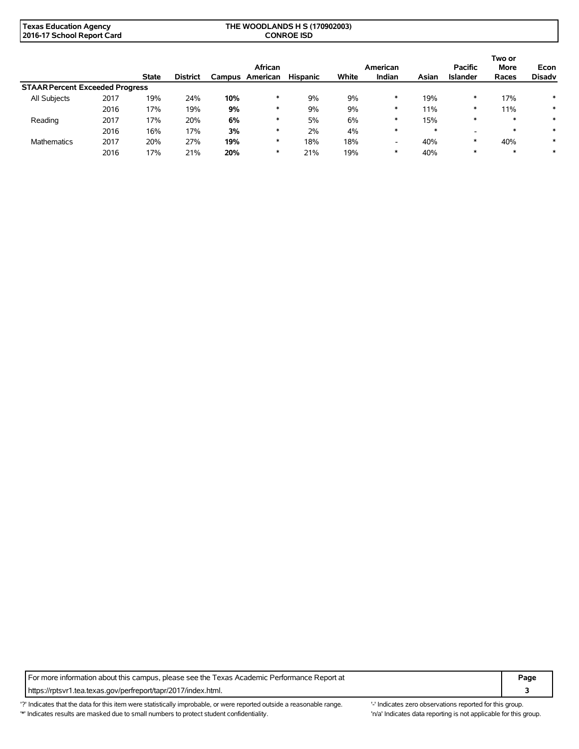| | | State | District | Campus | African American | Hispanic | White | American Indian | Asian | Pacific Islander | Two or More Races | Econ Disadv |
|---|---|---|---|---|---|---|---|---|---|---|---|---|
| **STAAR Percent Exceeded Progress** | | | | | | | | | | | | |
| All Subjects | 2017 | 19% | 24% | **10%** | * | 9% | 9% | * | 19% | * | 17% | * |
| | 2016 | 17% | 19% | **9%** | * | 9% | 9% | * | 11% | * | 11% | * |
| Reading | 2017 | 17% | 20% | **6%** | * | 5% | 6% | * | 15% | * | * | * |
| | 2016 | 16% | 17% | **3%** | * | 2% | 4% | * | * | - | * | * |
| Mathematics | 2017 | 20% | 27% | **19%** | * | 18% | 18% | - | 40% | * | 40% | * |
| | 2016 | 17% | 21% | **20%** | * | 21% | 19% | * | 40% | * | * | * |

For more information about this campus, please see the Texas Academic Performance Report at https://rptsvr1.tea.texas.gov/perfreport/tapr/2017/index.html.

'?' Indicates that the data for this item were statistically improbable, or were reported outside a reasonable range.
'*' Indicates results are masked due to small numbers to protect student confidentiality.
'-' Indicates zero observations reported for this group.
'n/a' Indicates data reporting is not applicable for this group.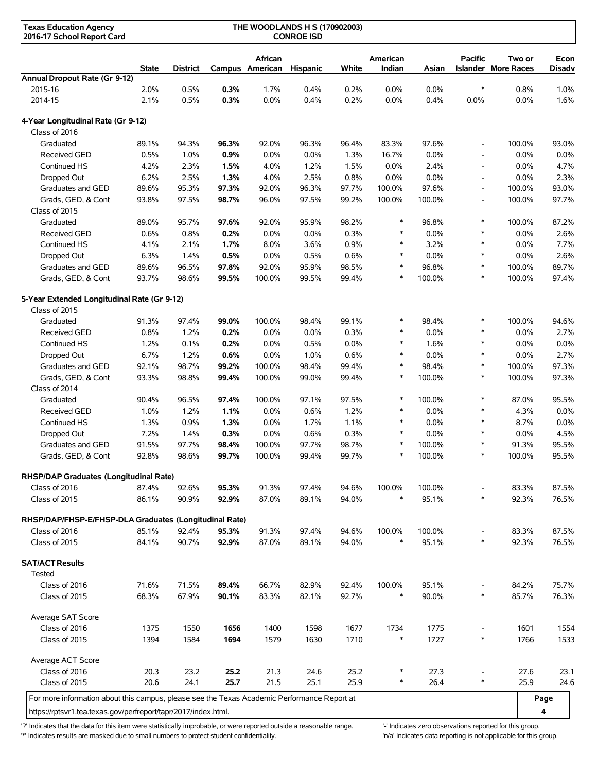| | State | District | Campus | African American | Hispanic | White | American Indian | Asian | Pacific Islander | Two or More Races | Econ Disadv |
|---|---|---|---|---|---|---|---|---|---|---|---|
| **Annual Dropout Rate (Gr 9-12)** | | | | | | | | | | | |
| 2015-16 | 2.0% | 0.5% | **0.3%** | 1.7% | 0.4% | 0.2% | 0.0% | 0.0% | * | 0.8% | 1.0% |
| 2014-15 | 2.1% | 0.5% | **0.3%** | 0.0% | 0.4% | 0.2% | 0.0% | 0.4% | 0.0% | 0.0% | 1.6% |
| **4-Year Longitudinal Rate (Gr 9-12)** | | | | | | | | | | | |
| Class of 2016 | | | | | | | | | | | |
| Graduated | 89.1% | 94.3% | **96.3%** | 92.0% | 96.3% | 96.4% | 83.3% | 97.6% | - | 100.0% | 93.0% |
| Received GED | 0.5% | 1.0% | **0.9%** | 0.0% | 0.0% | 1.3% | 16.7% | 0.0% | - | 0.0% | 0.0% |
| Continued HS | 4.2% | 2.3% | **1.5%** | 4.0% | 1.2% | 1.5% | 0.0% | 2.4% | - | 0.0% | 4.7% |
| Dropped Out | 6.2% | 2.5% | **1.3%** | 4.0% | 2.5% | 0.8% | 0.0% | 0.0% | - | 0.0% | 2.3% |
| Graduates and GED | 89.6% | 95.3% | **97.3%** | 92.0% | 96.3% | 97.7% | 100.0% | 97.6% | - | 100.0% | 93.0% |
| Grads, GED, & Cont | 93.8% | 97.5% | **98.7%** | 96.0% | 97.5% | 99.2% | 100.0% | 100.0% | - | 100.0% | 97.7% |
| Class of 2015 | | | | | | | | | | | |
| Graduated | 89.0% | 95.7% | **97.6%** | 92.0% | 95.9% | 98.2% | * | 96.8% | * | 100.0% | 87.2% |
| Received GED | 0.6% | 0.8% | **0.2%** | 0.0% | 0.0% | 0.3% | * | 0.0% | * | 0.0% | 2.6% |
| Continued HS | 4.1% | 2.1% | **1.7%** | 8.0% | 3.6% | 0.9% | * | 3.2% | * | 0.0% | 7.7% |
| Dropped Out | 6.3% | 1.4% | **0.5%** | 0.0% | 0.5% | 0.6% | * | 0.0% | * | 0.0% | 2.6% |
| Graduates and GED | 89.6% | 96.5% | **97.8%** | 92.0% | 95.9% | 98.5% | * | 96.8% | * | 100.0% | 89.7% |
| Grads, GED, & Cont | 93.7% | 98.6% | **99.5%** | 100.0% | 99.5% | 99.4% | * | 100.0% | * | 100.0% | 97.4% |
| **5-Year Extended Longitudinal Rate (Gr 9-12)** | | | | | | | | | | | |
| Class of 2015 | | | | | | | | | | | |
| Graduated | 91.3% | 97.4% | **99.0%** | 100.0% | 98.4% | 99.1% | * | 98.4% | * | 100.0% | 94.6% |
| Received GED | 0.8% | 1.2% | **0.2%** | 0.0% | 0.0% | 0.3% | * | 0.0% | * | 0.0% | 2.7% |
| Continued HS | 1.2% | 0.1% | **0.2%** | 0.0% | 0.5% | 0.0% | * | 1.6% | * | 0.0% | 0.0% |
| Dropped Out | 6.7% | 1.2% | **0.6%** | 0.0% | 1.0% | 0.6% | * | 0.0% | * | 0.0% | 2.7% |
| Graduates and GED | 92.1% | 98.7% | **99.2%** | 100.0% | 98.4% | 99.4% | * | 98.4% | * | 100.0% | 97.3% |
| Grads, GED, & Cont | 93.3% | 98.8% | **99.4%** | 100.0% | 99.0% | 99.4% | * | 100.0% | * | 100.0% | 97.3% |
| Class of 2014 | | | | | | | | | | | |
| Graduated | 90.4% | 96.5% | **97.4%** | 100.0% | 97.1% | 97.5% | * | 100.0% | * | 87.0% | 95.5% |
| Received GED | 1.0% | 1.2% | **1.1%** | 0.0% | 0.6% | 1.2% | * | 0.0% | * | 4.3% | 0.0% |
| Continued HS | 1.3% | 0.9% | **1.3%** | 0.0% | 1.7% | 1.1% | * | 0.0% | * | 8.7% | 0.0% |
| Dropped Out | 7.2% | 1.4% | **0.3%** | 0.0% | 0.6% | 0.3% | * | 0.0% | * | 0.0% | 4.5% |
| Graduates and GED | 91.5% | 97.7% | **98.4%** | 100.0% | 97.7% | 98.7% | * | 100.0% | * | 91.3% | 95.5% |
| Grads, GED, & Cont | 92.8% | 98.6% | **99.7%** | 100.0% | 99.4% | 99.7% | * | 100.0% | * | 100.0% | 95.5% |
| **RHSP/DAP Graduates (Longitudinal Rate)** | | | | | | | | | | | |
| Class of 2016 | 87.4% | 92.6% | **95.3%** | 91.3% | 97.4% | 94.6% | 100.0% | 100.0% | - | 83.3% | 87.5% |
| Class of 2015 | 86.1% | 90.9% | **92.9%** | 87.0% | 89.1% | 94.0% | * | 95.1% | * | 92.3% | 76.5% |
| **RHSP/DAP/FHSP-E/FHSP-DLA Graduates (Longitudinal Rate)** | | | | | | | | | | | |
| Class of 2016 | 85.1% | 92.4% | **95.3%** | 91.3% | 97.4% | 94.6% | 100.0% | 100.0% | - | 83.3% | 87.5% |
| Class of 2015 | 84.1% | 90.7% | **92.9%** | 87.0% | 89.1% | 94.0% | * | 95.1% | * | 92.3% | 76.5% |
| **SAT/ACT Results** | | | | | | | | | | | |
| Tested | | | | | | | | | | | |
| Class of 2016 | 71.6% | 71.5% | **89.4%** | 66.7% | 82.9% | 92.4% | 100.0% | 95.1% | - | 84.2% | 75.7% |
| Class of 2015 | 68.3% | 67.9% | **90.1%** | 83.3% | 82.1% | 92.7% | * | 90.0% | * | 85.7% | 76.3% |
| Average SAT Score | | | | | | | | | | | |
| Class of 2016 | 1375 | 1550 | **1656** | 1400 | 1598 | 1677 | 1734 | 1775 | - | 1601 | 1554 |
| Class of 2015 | 1394 | 1584 | **1694** | 1579 | 1630 | 1710 | * | 1727 | * | 1766 | 1533 |
| Average ACT Score | | | | | | | | | | | |
| Class of 2016 | 20.3 | 23.2 | **25.2** | 21.3 | 24.6 | 25.2 | * | 27.3 | - | 27.6 | 23.1 |
| Class of 2015 | 20.6 | 24.1 | **25.7** | 21.5 | 25.1 | 25.9 | * | 26.4 | * | 25.9 | 24.6 |

For more information about this campus, please see the Texas Academic Performance Report at https://rptsvr1.tea.texas.gov/perfreport/tapr/2017/index.html.

'?' Indicates that the data for this item were statistically improbable, or were reported outside a reasonable range.
'*' Indicates results are masked due to small numbers to protect student confidentiality.
'-' Indicates zero observations reported for this group.
'n/a' Indicates data reporting is not applicable for this group.